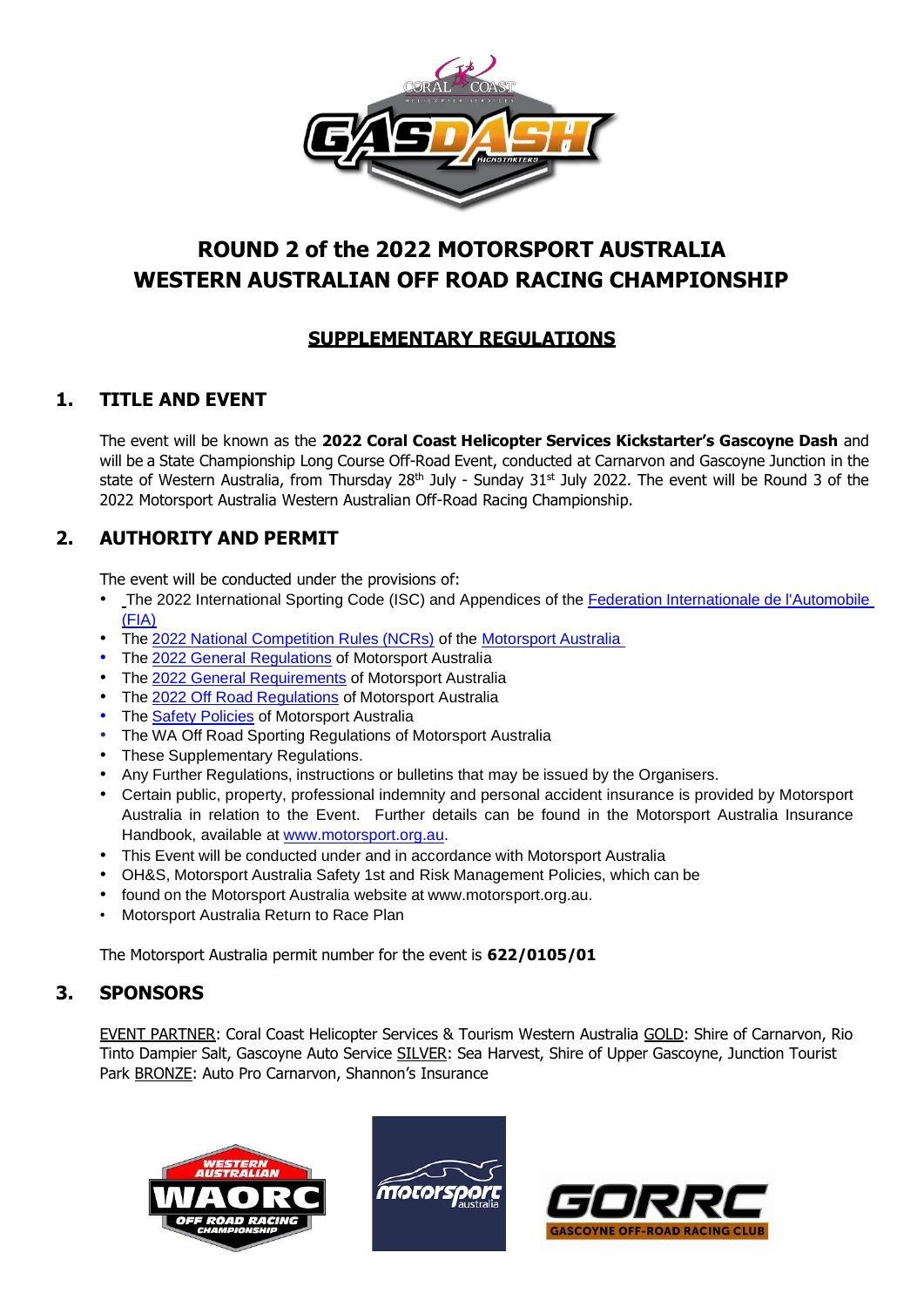# ROUND 2 of the 2022 MOTORSPORT AUSTRALIA WESTERN AUSTRALIAN OFF ROAD RACING CHAMPIONSHIP

## SUPPLEMENTARY REGULATIONS

## 1. TITLE AND EVENT

The event will be known as the **2022 Coral Coast Helicopter Services Kickstarter's Gascoyne Dash** and will be a State Championship Long Course Off-Road Event, conducted at Carnarvon and Gascoyne Junction in the state of Western Australia, from Thursday 28th July - Sunday 31st July 2022. The event will be Round 3 of the 2022 Motorsport Australia Western Australian Off-Road Racing Championship.

## 2. AUTHORITY AND PERMIT

The event will be conducted under the provisions of:

- The 2022 International Sporting Code (ISC) and Appendices of the Federation Internationale de l'Automobile (FIA)
- The 2022 National Competition Rules (NCRs) of the Motorsport Australia
- The 2022 General Regulations of Motorsport Australia
- The 2022 General Requirements of Motorsport Australia
- The 2022 Off Road Regulations of Motorsport Australia
- The Safety Policies of Motorsport Australia
- The WA Off Road Sporting Regulations of Motorsport Australia
- These Supplementary Regulations.
- Any Further Regulations, instructions or bulletins that may be issued by the Organisers.
- Certain public, property, professional indemnity and personal accident insurance is provided by Motorsport Australia in relation to the Event. Further details can be found in the Motorsport Australia Insurance Handbook, available at www.motorsport.org.au.
- This Event will be conducted under and in accordance with Motorsport Australia
- OH&S, Motorsport Australia Safety 1st and Risk Management Policies, which can be
- found on the Motorsport Australia website at www.motorsport.org.au.
- Motorsport Australia Return to Race Plan

The Motorsport Australia permit number for the event is **622/0105/01**

## 3. SPONSORS

EVENT PARTNER: Coral Coast Helicopter Services & Tourism Western Australia GOLD: Shire of Carnarvon, Rio Tinto Dampier Salt, Gascoyne Auto Service SILVER: Sea Harvest, Shire of Upper Gascoyne, Junction Tourist Park BRONZE: Auto Pro Carnarvon, Shannon's Insurance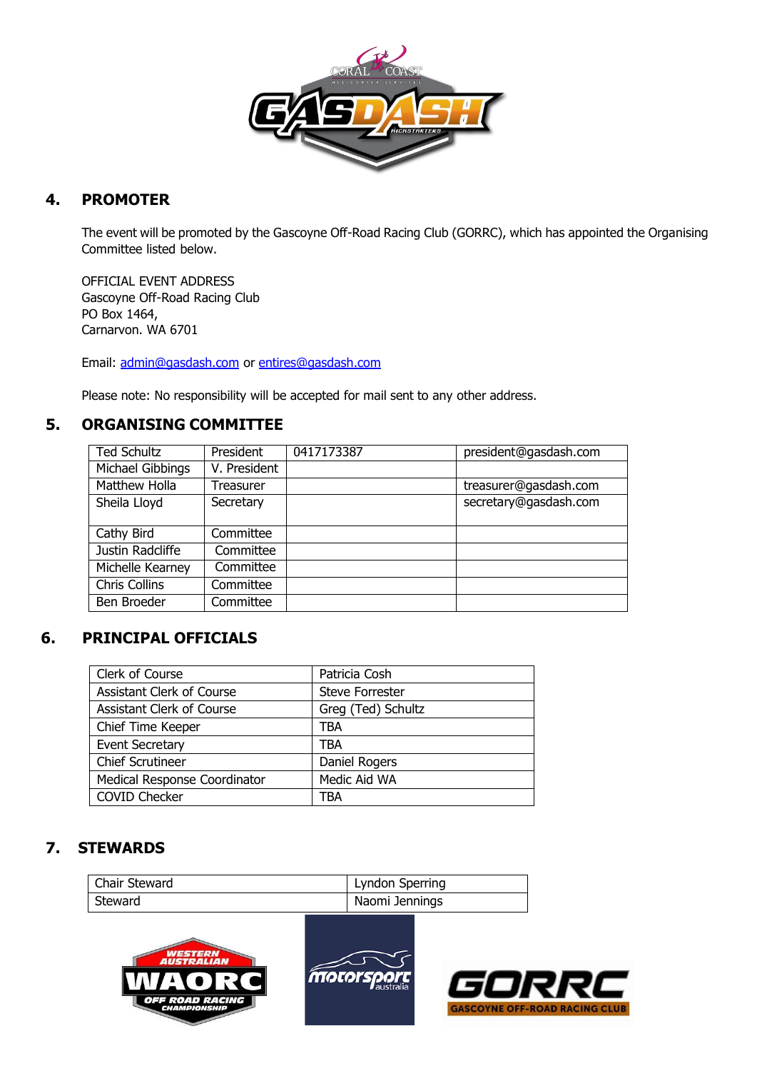## 4. PROMOTER

The event will be promoted by the Gascoyne Off-Road Racing Club (GORRC), which has appointed the Organising Committee listed below.

OFFICIAL EVENT ADDRESS
Gascoyne Off-Road Racing Club
PO Box 1464,
Carnarvon. WA 6701

Email: admin@gasdash.com or entires@gasdash.com

Please note: No responsibility will be accepted for mail sent to any other address.

## 5. ORGANISING COMMITTEE

| | | | |
|---|---|---|---|
| Ted Schultz | President | 0417173387 | president@gasdash.com |
| Michael Gibbings | V. President | | |
| Matthew Holla | Treasurer | | treasurer@gasdash.com |
| Sheila Lloyd | Secretary | | secretary@gasdash.com |
| Cathy Bird | Committee | | |
| Justin Radcliffe | Committee | | |
| Michelle Kearney | Committee | | |
| Chris Collins | Committee | | |
| Ben Broeder | Committee | | |

## 6. PRINCIPAL OFFICIALS

| | |
|---|---|
| Clerk of Course | Patricia Cosh |
| Assistant Clerk of Course | Steve Forrester |
| Assistant Clerk of Course | Greg (Ted) Schultz |
| Chief Time Keeper | TBA |
| Event Secretary | TBA |
| Chief Scrutineer | Daniel Rogers |
| Medical Response Coordinator | Medic Aid WA |
| COVID Checker | TBA |

## 7. STEWARDS

| | |
|---|---|
| Chair Steward | Lyndon Sperring |
| Steward | Naomi Jennings |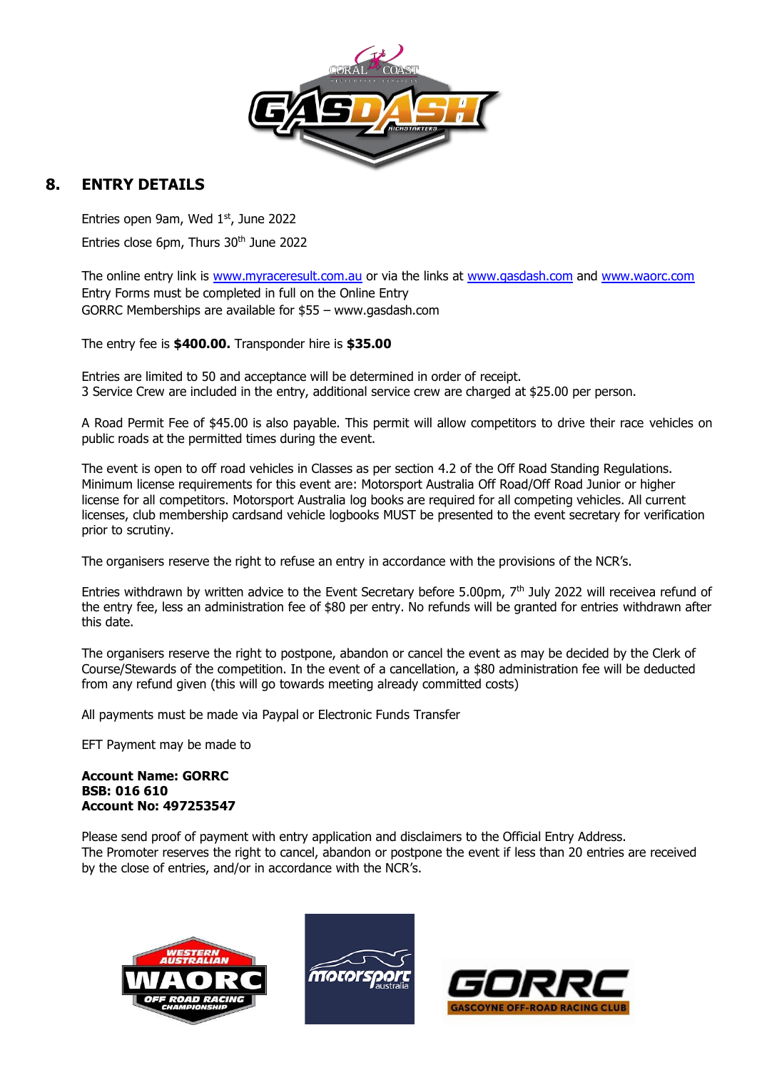## 8. ENTRY DETAILS

Entries open 9am, Wed 1st, June 2022

Entries close 6pm, Thurs 30th June 2022

The online entry link is www.myraceresult.com.au or via the links at www.gasdash.com and www.waorc.com
Entry Forms must be completed in full on the Online Entry
GORRC Memberships are available for $55 – www.gasdash.com

The entry fee is **$400.00.** Transponder hire is **$35.00**

Entries are limited to 50 and acceptance will be determined in order of receipt.
3 Service Crew are included in the entry, additional service crew are charged at $25.00 per person.

A Road Permit Fee of $45.00 is also payable. This permit will allow competitors to drive their race vehicles on public roads at the permitted times during the event.

The event is open to off road vehicles in Classes as per section 4.2 of the Off Road Standing Regulations. Minimum license requirements for this event are: Motorsport Australia Off Road/Off Road Junior or higher license for all competitors. Motorsport Australia log books are required for all competing vehicles. All current licenses, club membership cardsand vehicle logbooks MUST be presented to the event secretary for verification prior to scrutiny.

The organisers reserve the right to refuse an entry in accordance with the provisions of the NCR's.

Entries withdrawn by written advice to the Event Secretary before 5.00pm, 7th July 2022 will receivea refund of the entry fee, less an administration fee of $80 per entry. No refunds will be granted for entries withdrawn after this date.

The organisers reserve the right to postpone, abandon or cancel the event as may be decided by the Clerk of Course/Stewards of the competition. In the event of a cancellation, a $80 administration fee will be deducted from any refund given (this will go towards meeting already committed costs)

All payments must be made via Paypal or Electronic Funds Transfer

EFT Payment may be made to

**Account Name: GORRC**
**BSB: 016 610**
**Account No: 497253547**

Please send proof of payment with entry application and disclaimers to the Official Entry Address.
The Promoter reserves the right to cancel, abandon or postpone the event if less than 20 entries are received by the close of entries, and/or in accordance with the NCR's.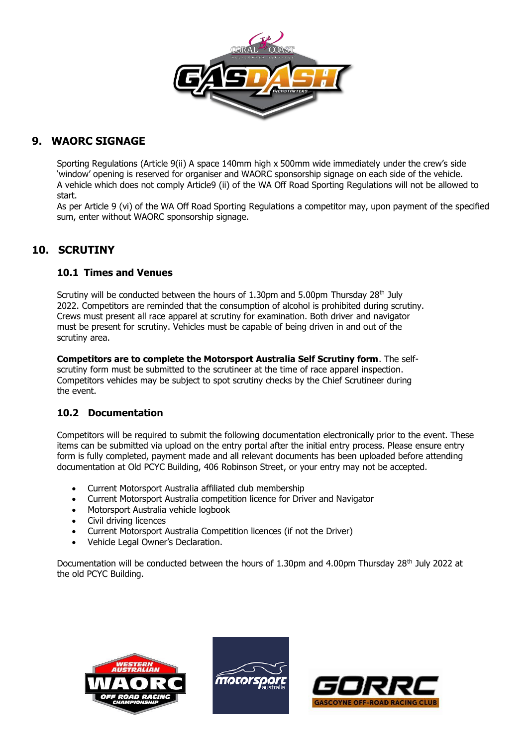## 9. WAORC SIGNAGE

Sporting Regulations (Article 9(ii) A space 140mm high x 500mm wide immediately under the crew's side 'window' opening is reserved for organiser and WAORC sponsorship signage on each side of the vehicle. A vehicle which does not comply Article9 (ii) of the WA Off Road Sporting Regulations will not be allowed to start.
As per Article 9 (vi) of the WA Off Road Sporting Regulations a competitor may, upon payment of the specified sum, enter without WAORC sponsorship signage.

## 10. SCRUTINY

### 10.1 Times and Venues

Scrutiny will be conducted between the hours of 1.30pm and 5.00pm Thursday 28th July 2022. Competitors are reminded that the consumption of alcohol is prohibited during scrutiny. Crews must present all race apparel at scrutiny for examination. Both driver and navigator must be present for scrutiny. Vehicles must be capable of being driven in and out of the scrutiny area.

**Competitors are to complete the Motorsport Australia Self Scrutiny form**. The self-scrutiny form must be submitted to the scrutineer at the time of race apparel inspection. Competitors vehicles may be subject to spot scrutiny checks by the Chief Scrutineer during the event.

### 10.2 Documentation

Competitors will be required to submit the following documentation electronically prior to the event. These items can be submitted via upload on the entry portal after the initial entry process. Please ensure entry form is fully completed, payment made and all relevant documents has been uploaded before attending documentation at Old PCYC Building, 406 Robinson Street, or your entry may not be accepted.

- Current Motorsport Australia affiliated club membership
- Current Motorsport Australia competition licence for Driver and Navigator
- Motorsport Australia vehicle logbook
- Civil driving licences
- Current Motorsport Australia Competition licences (if not the Driver)
- Vehicle Legal Owner's Declaration.

Documentation will be conducted between the hours of 1.30pm and 4.00pm Thursday 28th July 2022 at the old PCYC Building.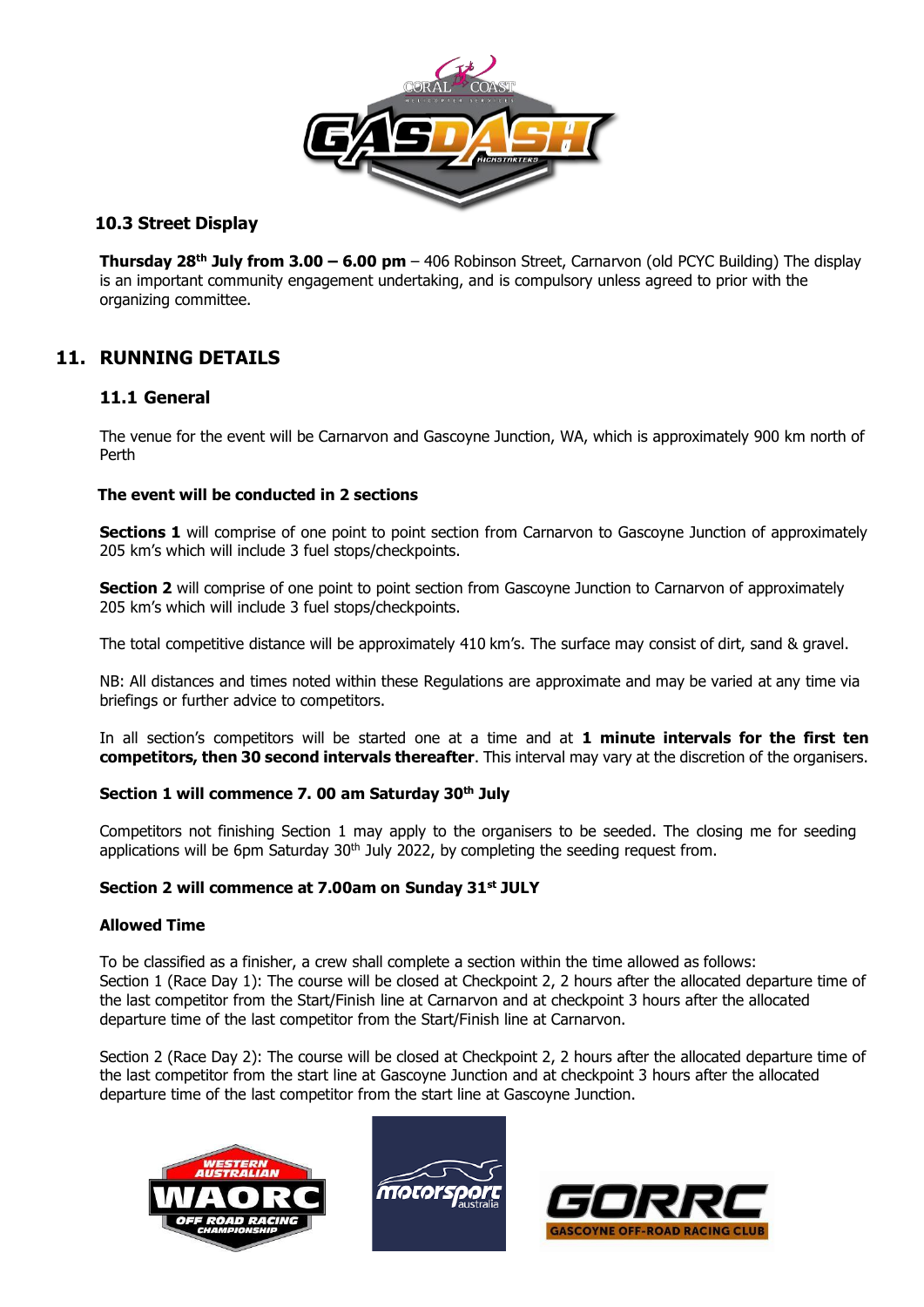### 10.3 Street Display

**Thursday 28th July from 3.00 – 6.00 pm** – 406 Robinson Street, Carnarvon (old PCYC Building) The display is an important community engagement undertaking, and is compulsory unless agreed to prior with the organizing committee.

## 11. RUNNING DETAILS

### 11.1 General

The venue for the event will be Carnarvon and Gascoyne Junction, WA, which is approximately 900 km north of Perth

**The event will be conducted in 2 sections**

**Sections 1** will comprise of one point to point section from Carnarvon to Gascoyne Junction of approximately 205 km's which will include 3 fuel stops/checkpoints.

**Section 2** will comprise of one point to point section from Gascoyne Junction to Carnarvon of approximately 205 km's which will include 3 fuel stops/checkpoints.

The total competitive distance will be approximately 410 km's. The surface may consist of dirt, sand & gravel.

NB: All distances and times noted within these Regulations are approximate and may be varied at any time via briefings or further advice to competitors.

In all section's competitors will be started one at a time and at **1 minute intervals for the first ten competitors, then 30 second intervals thereafter**. This interval may vary at the discretion of the organisers.

**Section 1 will commence 7. 00 am Saturday 30th July**

Competitors not finishing Section 1 may apply to the organisers to be seeded. The closing me for seeding applications will be 6pm Saturday 30th July 2022, by completing the seeding request from.

**Section 2 will commence at 7.00am on Sunday 31st JULY**

**Allowed Time**

To be classified as a finisher, a crew shall complete a section within the time allowed as follows:
Section 1 (Race Day 1): The course will be closed at Checkpoint 2, 2 hours after the allocated departure time of the last competitor from the Start/Finish line at Carnarvon and at checkpoint 3 hours after the allocated departure time of the last competitor from the Start/Finish line at Carnarvon.

Section 2 (Race Day 2): The course will be closed at Checkpoint 2, 2 hours after the allocated departure time of the last competitor from the start line at Gascoyne Junction and at checkpoint 3 hours after the allocated departure time of the last competitor from the start line at Gascoyne Junction.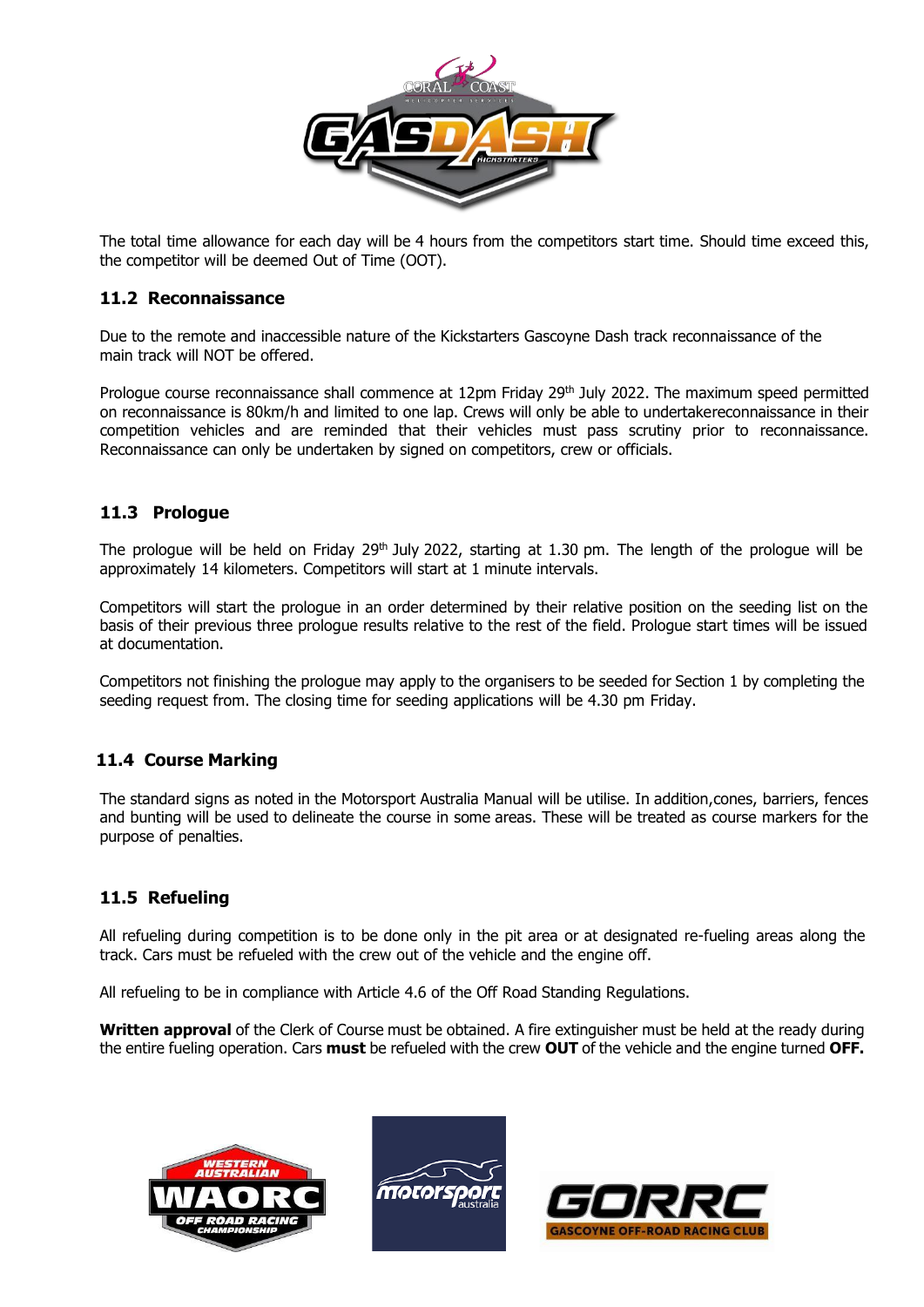The total time allowance for each day will be 4 hours from the competitors start time. Should time exceed this, the competitor will be deemed Out of Time (OOT).

### 11.2 Reconnaissance

Due to the remote and inaccessible nature of the Kickstarters Gascoyne Dash track reconnaissance of the main track will NOT be offered.

Prologue course reconnaissance shall commence at 12pm Friday 29th July 2022. The maximum speed permitted on reconnaissance is 80km/h and limited to one lap. Crews will only be able to undertakereconnaissance in their competition vehicles and are reminded that their vehicles must pass scrutiny prior to reconnaissance. Reconnaissance can only be undertaken by signed on competitors, crew or officials.

### 11.3 Prologue

The prologue will be held on Friday 29th July 2022, starting at 1.30 pm. The length of the prologue will be approximately 14 kilometers. Competitors will start at 1 minute intervals.

Competitors will start the prologue in an order determined by their relative position on the seeding list on the basis of their previous three prologue results relative to the rest of the field. Prologue start times will be issued at documentation.

Competitors not finishing the prologue may apply to the organisers to be seeded for Section 1 by completing the seeding request from. The closing time for seeding applications will be 4.30 pm Friday.

### 11.4 Course Marking

The standard signs as noted in the Motorsport Australia Manual will be utilise. In addition,cones, barriers, fences and bunting will be used to delineate the course in some areas. These will be treated as course markers for the purpose of penalties.

### 11.5 Refueling

All refueling during competition is to be done only in the pit area or at designated re-fueling areas along the track. Cars must be refueled with the crew out of the vehicle and the engine off.

All refueling to be in compliance with Article 4.6 of the Off Road Standing Regulations.

**Written approval** of the Clerk of Course must be obtained. A fire extinguisher must be held at the ready during the entire fueling operation. Cars **must** be refueled with the crew **OUT** of the vehicle and the engine turned **OFF.**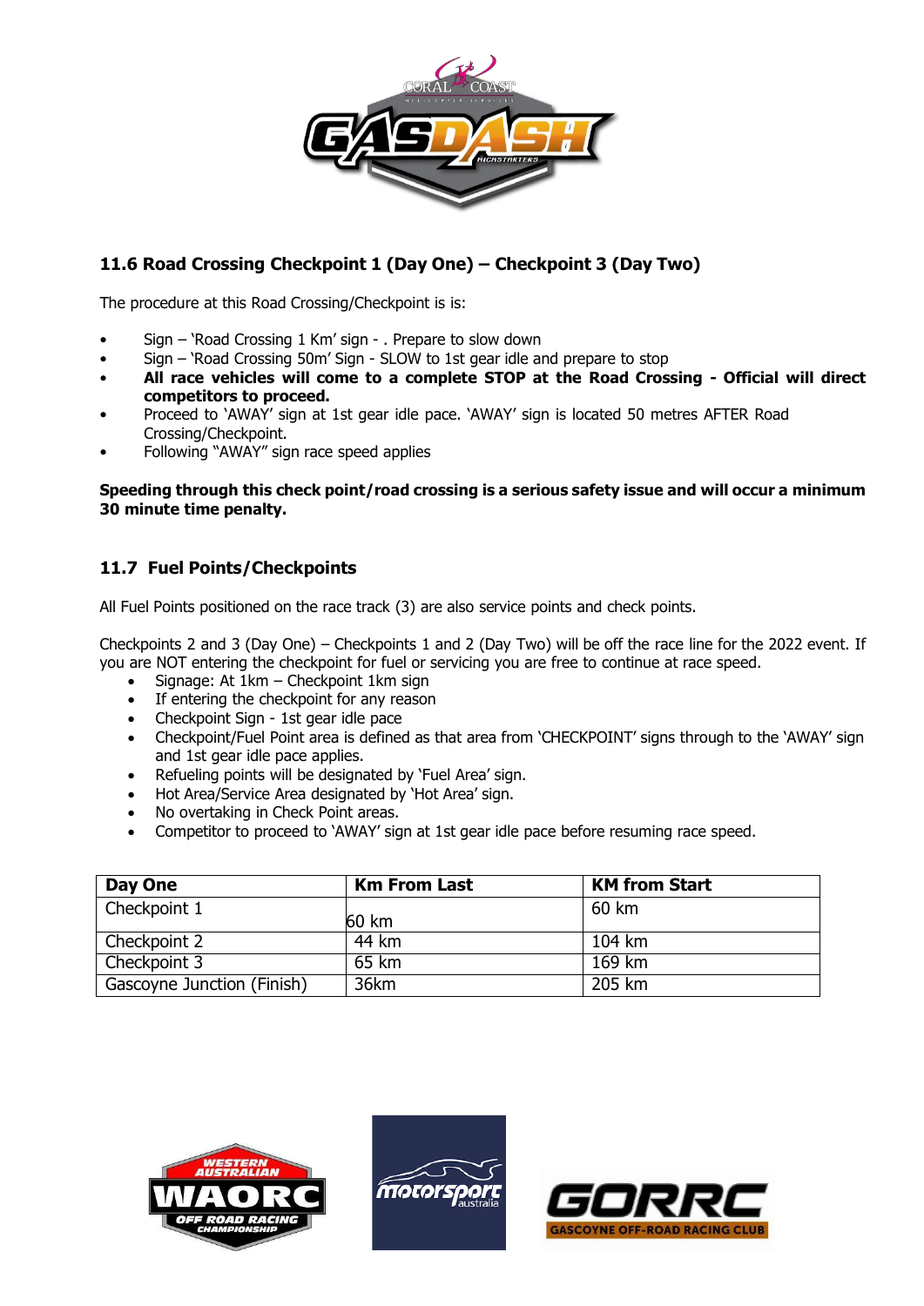### 11.6 Road Crossing Checkpoint 1 (Day One) – Checkpoint 3 (Day Two)

The procedure at this Road Crossing/Checkpoint is is:

- Sign – 'Road Crossing 1 Km' sign - . Prepare to slow down
- Sign – 'Road Crossing 50m' Sign - SLOW to 1st gear idle and prepare to stop
- **All race vehicles will come to a complete STOP at the Road Crossing - Official will direct competitors to proceed.**
- Proceed to 'AWAY' sign at 1st gear idle pace. 'AWAY' sign is located 50 metres AFTER Road Crossing/Checkpoint.
- Following "AWAY" sign race speed applies

**Speeding through this check point/road crossing is a serious safety issue and will occur a minimum 30 minute time penalty.**

### 11.7 Fuel Points/Checkpoints

All Fuel Points positioned on the race track (3) are also service points and check points.

Checkpoints 2 and 3 (Day One) – Checkpoints 1 and 2 (Day Two) will be off the race line for the 2022 event. If you are NOT entering the checkpoint for fuel or servicing you are free to continue at race speed.

- Signage: At 1km – Checkpoint 1km sign
- If entering the checkpoint for any reason
- Checkpoint Sign - 1st gear idle pace
- Checkpoint/Fuel Point area is defined as that area from 'CHECKPOINT' signs through to the 'AWAY' sign and 1st gear idle pace applies.
- Refueling points will be designated by 'Fuel Area' sign.
- Hot Area/Service Area designated by 'Hot Area' sign.
- No overtaking in Check Point areas.
- Competitor to proceed to 'AWAY' sign at 1st gear idle pace before resuming race speed.

| Day One | Km From Last | KM from Start |
|---|---|---|
| Checkpoint 1 | 60 km | 60 km |
| Checkpoint 2 | 44 km | 104 km |
| Checkpoint 3 | 65 km | 169 km |
| Gascoyne Junction (Finish) | 36km | 205 km |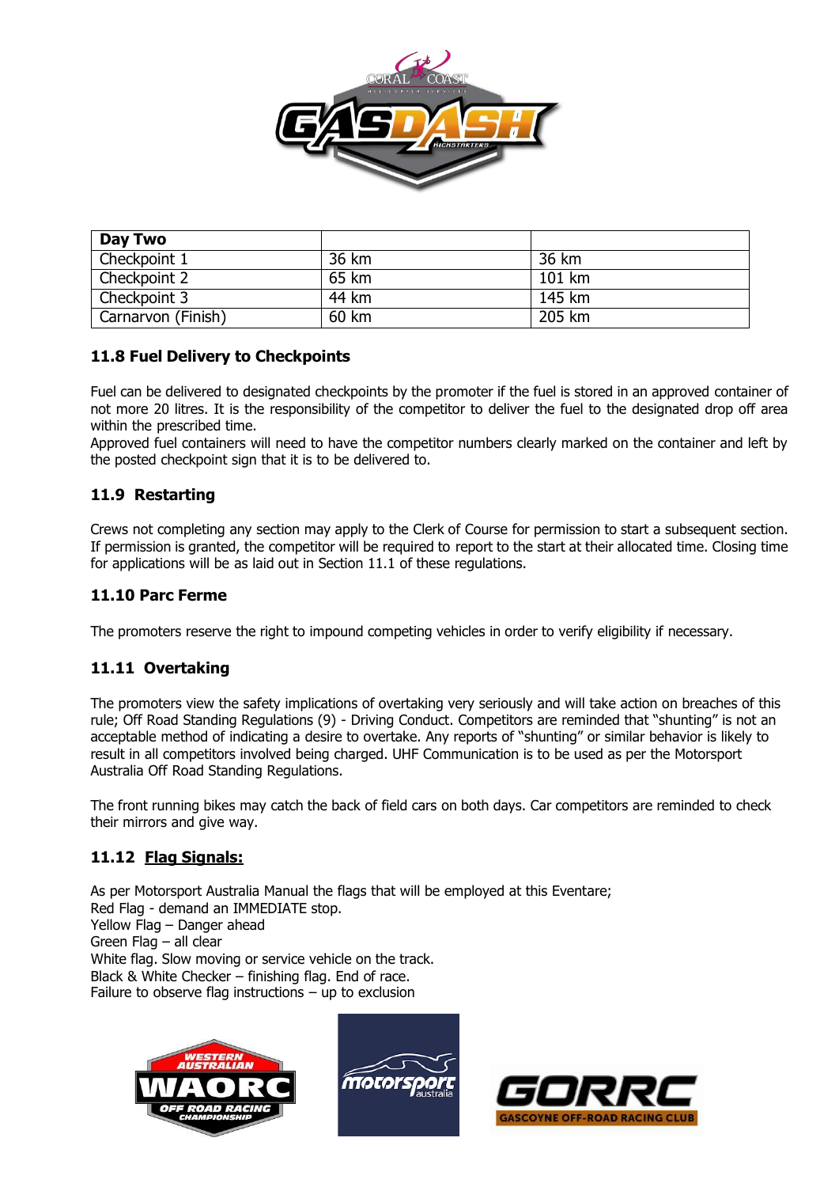| Day Two | | |
|---|---|---|
| Checkpoint 1 | 36 km | 36 km |
| Checkpoint 2 | 65 km | 101 km |
| Checkpoint 3 | 44 km | 145 km |
| Carnarvon (Finish) | 60 km | 205 km |

### 11.8 Fuel Delivery to Checkpoints

Fuel can be delivered to designated checkpoints by the promoter if the fuel is stored in an approved container of not more 20 litres. It is the responsibility of the competitor to deliver the fuel to the designated drop off area within the prescribed time.
Approved fuel containers will need to have the competitor numbers clearly marked on the container and left by the posted checkpoint sign that it is to be delivered to.

### 11.9 Restarting

Crews not completing any section may apply to the Clerk of Course for permission to start a subsequent section. If permission is granted, the competitor will be required to report to the start at their allocated time. Closing time for applications will be as laid out in Section 11.1 of these regulations.

### 11.10 Parc Ferme

The promoters reserve the right to impound competing vehicles in order to verify eligibility if necessary.

### 11.11 Overtaking

The promoters view the safety implications of overtaking very seriously and will take action on breaches of this rule; Off Road Standing Regulations (9) - Driving Conduct. Competitors are reminded that "shunting" is not an acceptable method of indicating a desire to overtake. Any reports of "shunting" or similar behavior is likely to result in all competitors involved being charged. UHF Communication is to be used as per the Motorsport Australia Off Road Standing Regulations.

The front running bikes may catch the back of field cars on both days. Car competitors are reminded to check their mirrors and give way.

### 11.12 Flag Signals:

As per Motorsport Australia Manual the flags that will be employed at this Eventare;
Red Flag - demand an IMMEDIATE stop.
Yellow Flag – Danger ahead
Green Flag – all clear
White flag. Slow moving or service vehicle on the track.
Black & White Checker – finishing flag. End of race.
Failure to observe flag instructions – up to exclusion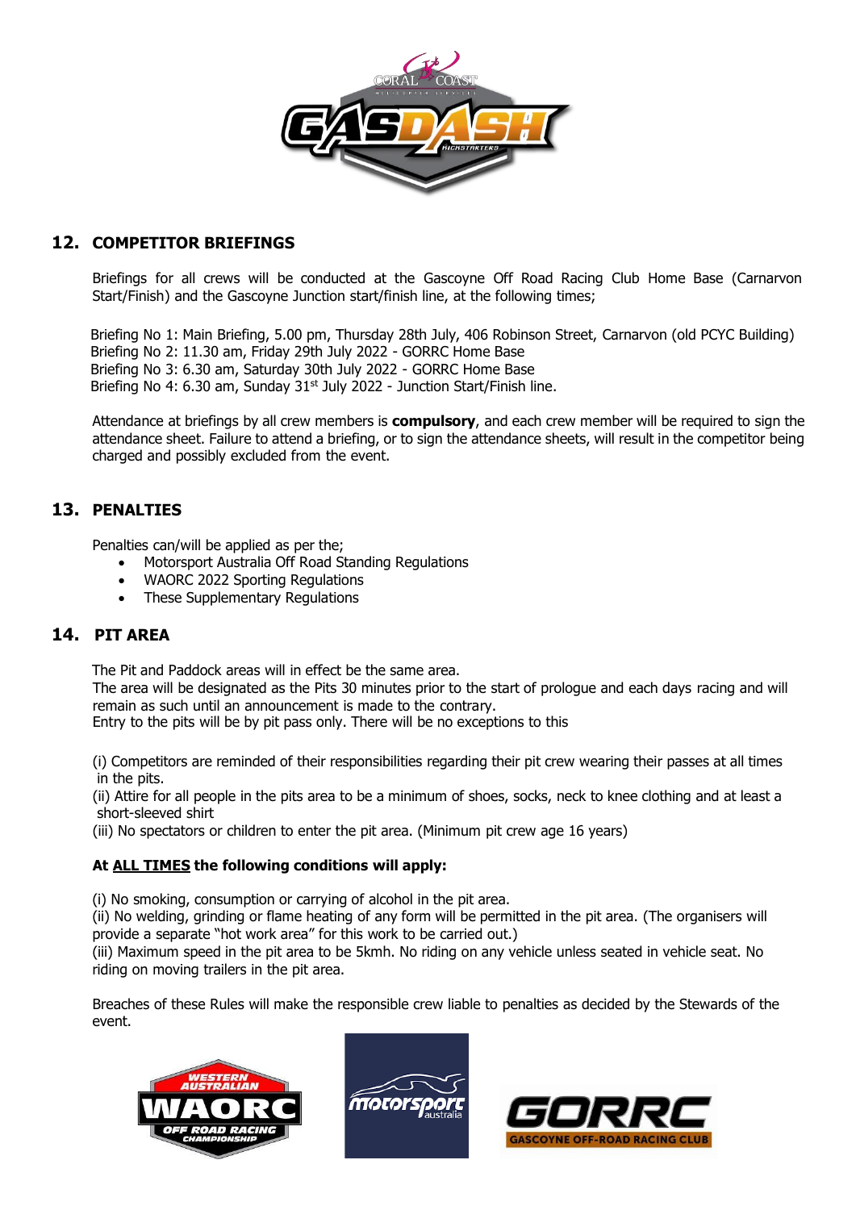## 12. COMPETITOR BRIEFINGS

Briefings for all crews will be conducted at the Gascoyne Off Road Racing Club Home Base (Carnarvon Start/Finish) and the Gascoyne Junction start/finish line, at the following times;

Briefing No 1: Main Briefing, 5.00 pm, Thursday 28th July, 406 Robinson Street, Carnarvon (old PCYC Building)
Briefing No 2: 11.30 am, Friday 29th July 2022 - GORRC Home Base
Briefing No 3: 6.30 am, Saturday 30th July 2022 - GORRC Home Base
Briefing No 4: 6.30 am, Sunday 31st July 2022 - Junction Start/Finish line.

Attendance at briefings by all crew members is **compulsory**, and each crew member will be required to sign the attendance sheet. Failure to attend a briefing, or to sign the attendance sheets, will result in the competitor being charged and possibly excluded from the event.

## 13. PENALTIES

Penalties can/will be applied as per the;

- Motorsport Australia Off Road Standing Regulations
- WAORC 2022 Sporting Regulations
- These Supplementary Regulations

## 14. PIT AREA

The Pit and Paddock areas will in effect be the same area.
The area will be designated as the Pits 30 minutes prior to the start of prologue and each days racing and will remain as such until an announcement is made to the contrary.
Entry to the pits will be by pit pass only. There will be no exceptions to this

(i) Competitors are reminded of their responsibilities regarding their pit crew wearing their passes at all times in the pits.
(ii) Attire for all people in the pits area to be a minimum of shoes, socks, neck to knee clothing and at least a short-sleeved shirt
(iii) No spectators or children to enter the pit area. (Minimum pit crew age 16 years)

**At ALL TIMES the following conditions will apply:**

(i) No smoking, consumption or carrying of alcohol in the pit area.
(ii) No welding, grinding or flame heating of any form will be permitted in the pit area. (The organisers will provide a separate "hot work area" for this work to be carried out.)
(iii) Maximum speed in the pit area to be 5kmh. No riding on any vehicle unless seated in vehicle seat. No riding on moving trailers in the pit area.

Breaches of these Rules will make the responsible crew liable to penalties as decided by the Stewards of the event.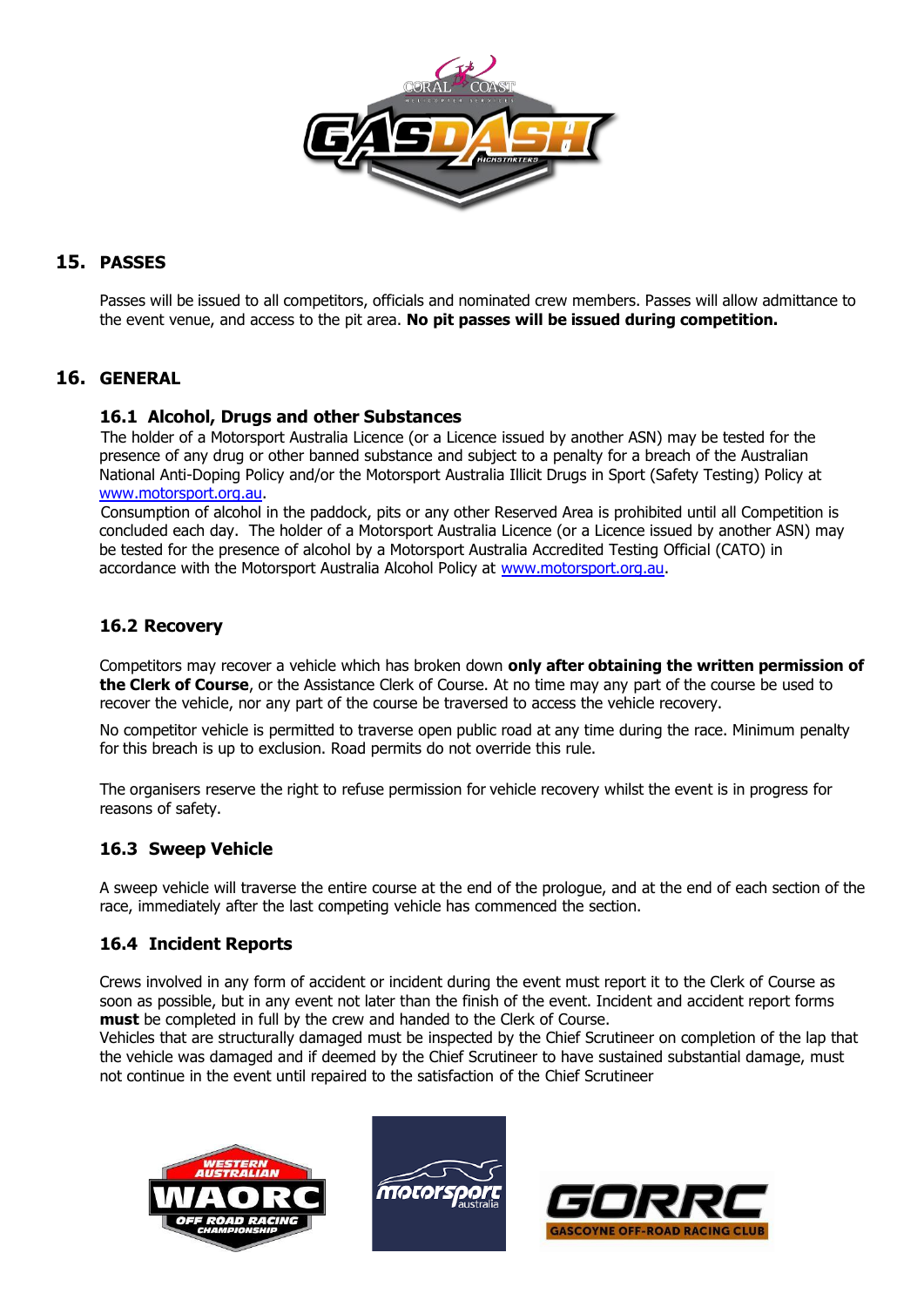## 15. PASSES

Passes will be issued to all competitors, officials and nominated crew members. Passes will allow admittance to the event venue, and access to the pit area. **No pit passes will be issued during competition.**

## 16. GENERAL

### 16.1 Alcohol, Drugs and other Substances

The holder of a Motorsport Australia Licence (or a Licence issued by another ASN) may be tested for the presence of any drug or other banned substance and subject to a penalty for a breach of the Australian National Anti-Doping Policy and/or the Motorsport Australia Illicit Drugs in Sport (Safety Testing) Policy at www.motorsport.org.au.

Consumption of alcohol in the paddock, pits or any other Reserved Area is prohibited until all Competition is concluded each day. The holder of a Motorsport Australia Licence (or a Licence issued by another ASN) may be tested for the presence of alcohol by a Motorsport Australia Accredited Testing Official (CATO) in accordance with the Motorsport Australia Alcohol Policy at www.motorsport.org.au.

### 16.2 Recovery

Competitors may recover a vehicle which has broken down **only after obtaining the written permission of the Clerk of Course**, or the Assistance Clerk of Course. At no time may any part of the course be used to recover the vehicle, nor any part of the course be traversed to access the vehicle recovery.

No competitor vehicle is permitted to traverse open public road at any time during the race. Minimum penalty for this breach is up to exclusion. Road permits do not override this rule.

The organisers reserve the right to refuse permission for vehicle recovery whilst the event is in progress for reasons of safety.

### 16.3 Sweep Vehicle

A sweep vehicle will traverse the entire course at the end of the prologue, and at the end of each section of the race, immediately after the last competing vehicle has commenced the section.

### 16.4 Incident Reports

Crews involved in any form of accident or incident during the event must report it to the Clerk of Course as soon as possible, but in any event not later than the finish of the event. Incident and accident report forms **must** be completed in full by the crew and handed to the Clerk of Course.

Vehicles that are structurally damaged must be inspected by the Chief Scrutineer on completion of the lap that the vehicle was damaged and if deemed by the Chief Scrutineer to have sustained substantial damage, must not continue in the event until repaired to the satisfaction of the Chief Scrutineer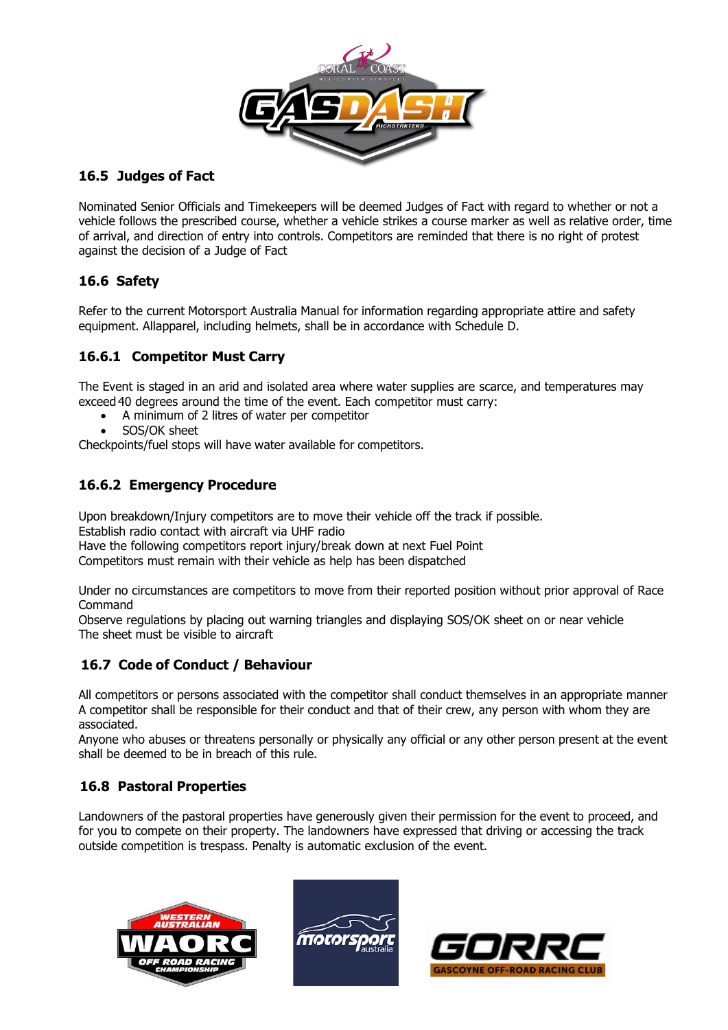## 16.5 Judges of Fact

Nominated Senior Officials and Timekeepers will be deemed Judges of Fact with regard to whether or not a vehicle follows the prescribed course, whether a vehicle strikes a course marker as well as relative order, time of arrival, and direction of entry into controls. Competitors are reminded that there is no right of protest against the decision of a Judge of Fact

## 16.6 Safety

Refer to the current Motorsport Australia Manual for information regarding appropriate attire and safety equipment. Allapparel, including helmets, shall be in accordance with Schedule D.

### 16.6.1 Competitor Must Carry

The Event is staged in an arid and isolated area where water supplies are scarce, and temperatures may exceed 40 degrees around the time of the event. Each competitor must carry:

- A minimum of 2 litres of water per competitor
- SOS/OK sheet

Checkpoints/fuel stops will have water available for competitors.

### 16.6.2 Emergency Procedure

Upon breakdown/Injury competitors are to move their vehicle off the track if possible.
Establish radio contact with aircraft via UHF radio
Have the following competitors report injury/break down at next Fuel Point
Competitors must remain with their vehicle as help has been dispatched

Under no circumstances are competitors to move from their reported position without prior approval of Race Command
Observe regulations by placing out warning triangles and displaying SOS/OK sheet on or near vehicle
The sheet must be visible to aircraft

## 16.7 Code of Conduct / Behaviour

All competitors or persons associated with the competitor shall conduct themselves in an appropriate manner
A competitor shall be responsible for their conduct and that of their crew, any person with whom they are associated.
Anyone who abuses or threatens personally or physically any official or any other person present at the event shall be deemed to be in breach of this rule.

## 16.8 Pastoral Properties

Landowners of the pastoral properties have generously given their permission for the event to proceed, and for you to compete on their property. The landowners have expressed that driving or accessing the track outside competition is trespass. Penalty is automatic exclusion of the event.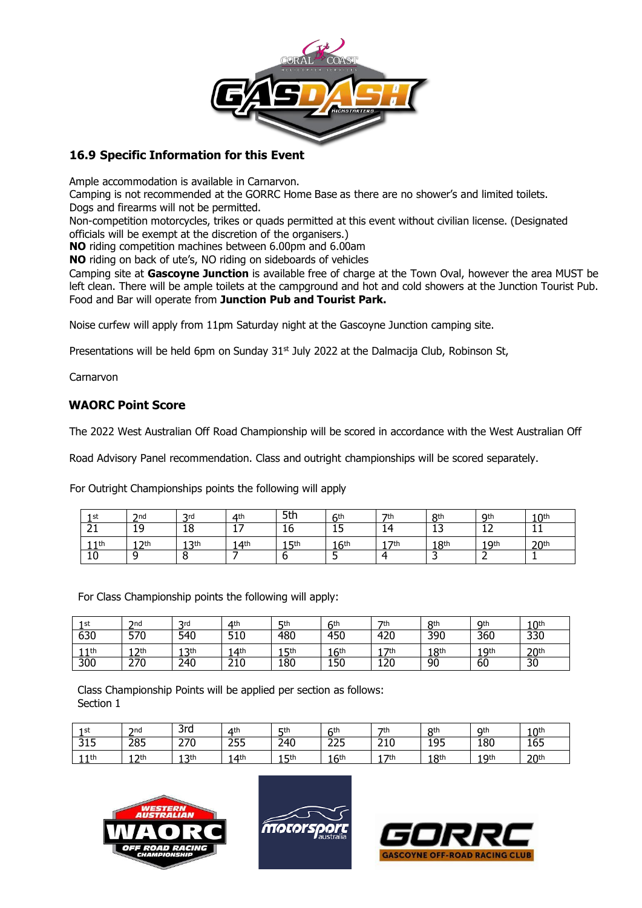## 16.9 Specific Information for this Event

Ample accommodation is available in Carnarvon.
Camping is not recommended at the GORRC Home Base as there are no shower's and limited toilets.
Dogs and firearms will not be permitted.
Non-competition motorcycles, trikes or quads permitted at this event without civilian license. (Designated officials will be exempt at the discretion of the organisers.)
**NO** riding competition machines between 6.00pm and 6.00am
**NO** riding on back of ute's, NO riding on sideboards of vehicles
Camping site at **Gascoyne Junction** is available free of charge at the Town Oval, however the area MUST be left clean. There will be ample toilets at the campground and hot and cold showers at the Junction Tourist Pub. Food and Bar will operate from **Junction Pub and Tourist Park.**

Noise curfew will apply from 11pm Saturday night at the Gascoyne Junction camping site.

Presentations will be held 6pm on Sunday 31st July 2022 at the Dalmacija Club, Robinson St,

Carnarvon

## WAORC Point Score

The 2022 West Australian Off Road Championship will be scored in accordance with the West Australian Off

Road Advisory Panel recommendation. Class and outright championships will be scored separately.

For Outright Championships points the following will apply

| 1st | 2nd | 3rd | 4th | 5th | 6th | 7th | 8th | 9th | 10th |
|---|---|---|---|---|---|---|---|---|---|
| 21 | 19 | 18 | 17 | 16 | 15 | 14 | 13 | 12 | 11 |
| 11th | 12th | 13th | 14th | 15th | 16th | 17th | 18th | 19th | 20th |
| 10 | 9 | 8 | 7 | 6 | 5 | 4 | 3 | 2 | 1 |

For Class Championship points the following will apply:

| 1st | 2nd | 3rd | 4th | 5th | 6th | 7th | 8th | 9th | 10th |
|---|---|---|---|---|---|---|---|---|---|
| 630 | 570 | 540 | 510 | 480 | 450 | 420 | 390 | 360 | 330 |
| 11th | 12th | 13th | 14th | 15th | 16th | 17th | 18th | 19th | 20th |
| 300 | 270 | 240 | 210 | 180 | 150 | 120 | 90 | 60 | 30 |

Class Championship Points will be applied per section as follows:
Section 1

| 1st | 2nd | 3rd | 4th | 5th | 6th | 7th | 8th | 9th | 10th |
|---|---|---|---|---|---|---|---|---|---|
| 315 | 285 | 270 | 255 | 240 | 225 | 210 | 195 | 180 | 165 |
| 11th | 12th | 13th | 14th | 15th | 16th | 17th | 18th | 19th | 20th |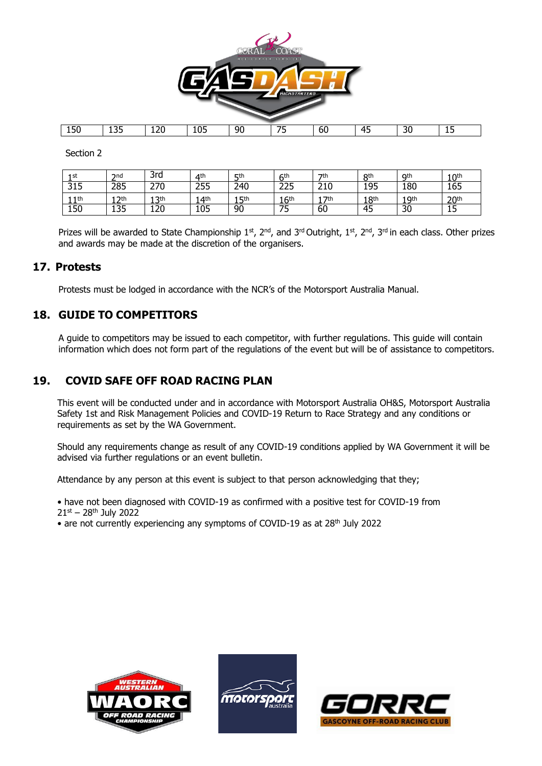| 150 | 135 | 120 | 105 | 90 | 75 | 60 | 45 | 30 | 15 |
|---|---|---|---|---|---|---|---|---|---|

Section 2

| 1st | 2nd | 3rd | 4th | 5th | 6th | 7th | 8th | 9th | 10th |
|---|---|---|---|---|---|---|---|---|---|
| 315 | 285 | 270 | 255 | 240 | 225 | 210 | 195 | 180 | 165 |
| 11th | 12th | 13th | 14th | 15th | 16th | 17th | 18th | 19th | 20th |
| 150 | 135 | 120 | 105 | 90 | 75 | 60 | 45 | 30 | 15 |

Prizes will be awarded to State Championship 1st, 2nd, and 3rd Outright, 1st, 2nd, 3rd in each class. Other prizes and awards may be made at the discretion of the organisers.

## 17. Protests

Protests must be lodged in accordance with the NCR's of the Motorsport Australia Manual.

## 18. GUIDE TO COMPETITORS

A guide to competitors may be issued to each competitor, with further regulations. This guide will contain information which does not form part of the regulations of the event but will be of assistance to competitors.

## 19. COVID SAFE OFF ROAD RACING PLAN

This event will be conducted under and in accordance with Motorsport Australia OH&S, Motorsport Australia Safety 1st and Risk Management Policies and COVID-19 Return to Race Strategy and any conditions or requirements as set by the WA Government.

Should any requirements change as result of any COVID-19 conditions applied by WA Government it will be advised via further regulations or an event bulletin.

Attendance by any person at this event is subject to that person acknowledging that they;

- have not been diagnosed with COVID-19 as confirmed with a positive test for COVID-19 from 21st – 28th July 2022
- are not currently experiencing any symptoms of COVID-19 as at 28th July 2022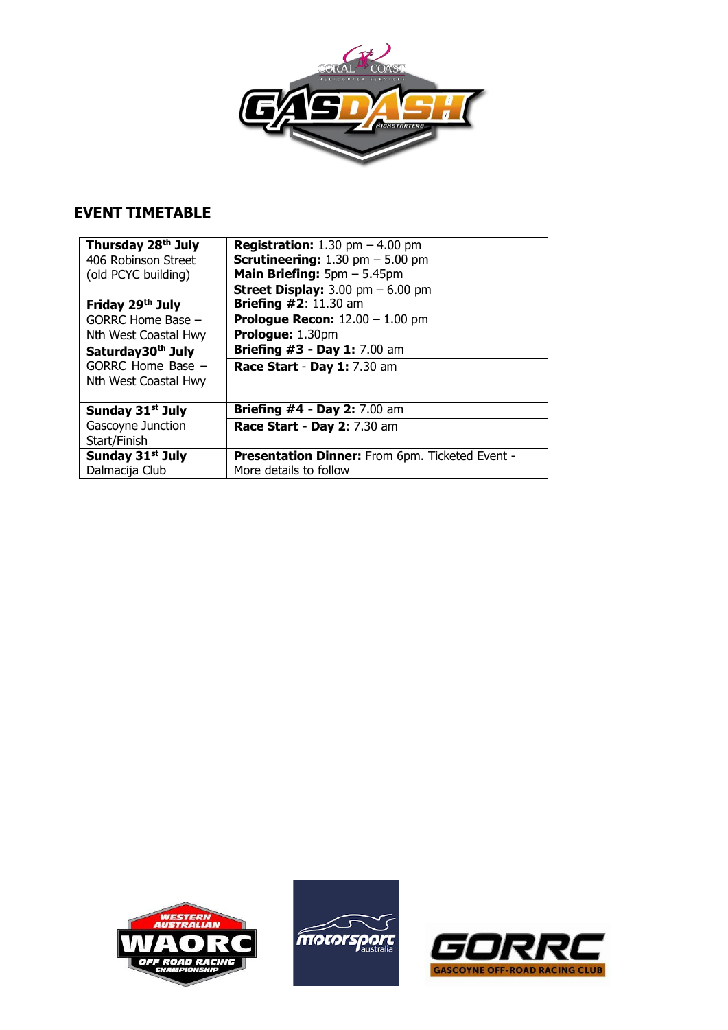## EVENT TIMETABLE

| | |
|---|---|
| **Thursday 28th July**<br>406 Robinson Street<br>(old PCYC building) | **Registration:** 1.30 pm – 4.00 pm<br>**Scrutineering:** 1.30 pm – 5.00 pm<br>**Main Briefing:** 5pm – 5.45pm<br>**Street Display:** 3.00 pm – 6.00 pm |
| **Friday 29th July**<br>GORRC Home Base –<br>Nth West Coastal Hwy | **Briefing #2**: 11.30 am |
| | **Prologue Recon:** 12.00 – 1.00 pm |
| | **Prologue:** 1.30pm |
| **Saturday30th July**<br>GORRC Home Base –<br>Nth West Coastal Hwy | **Briefing #3 - Day 1:** 7.00 am |
| | **Race Start** - **Day 1:** 7.30 am |
| **Sunday 31st July**<br>Gascoyne Junction<br>Start/Finish | **Briefing #4 - Day 2:** 7.00 am |
| | **Race Start - Day 2**: 7.30 am |
| **Sunday 31st July**<br>Dalmacija Club | **Presentation Dinner:** From 6pm. Ticketed Event - More details to follow |